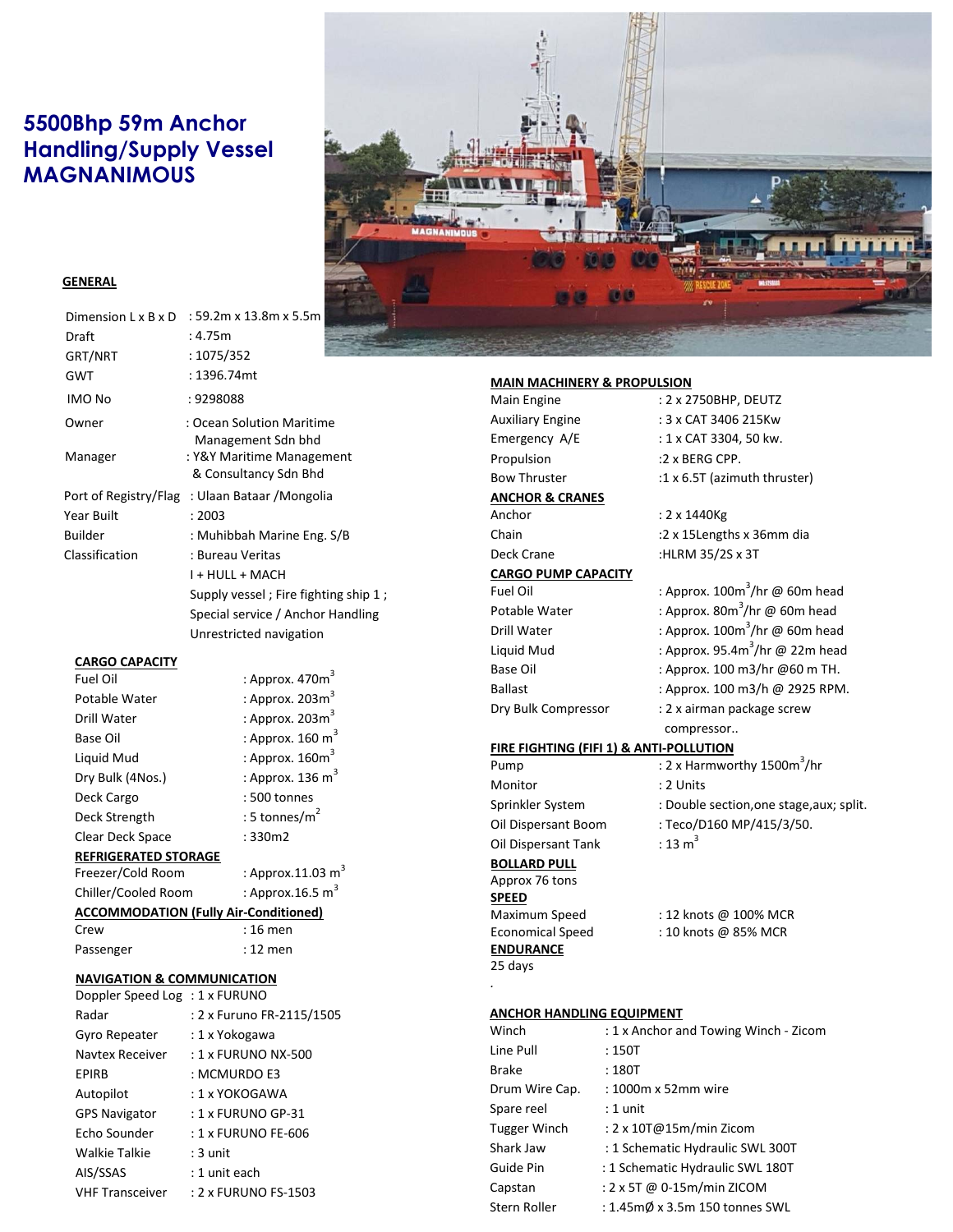# 5500Bhp 59m Anchor Handling/Supply Vessel MAGNANIMOUS

## GENERAL

| | |
|---|---|
| Dimension L x B x D | : 59.2m x 13.8m x 5.5m |
| Draft | : 4.75m |
| GRT/NRT | : 1075/352 |
| GWT | : 1396.74mt |
| IMO No | : 9298088 |
| Owner | : Ocean Solution Maritime Management Sdn bhd |
| Manager | : Y&Y Maritime Management & Consultancy Sdn Bhd |
| Port of Registry/Flag | : Ulaan Bataar /Mongolia |
| Year Built | : 2003 |
| Builder | : Muhibbah Marine Eng. S/B |
| Classification | : Bureau Veritas I + HULL + MACH Supply vessel ; Fire fighting ship 1 ; Special service / Anchor Handling Unrestricted navigation |

## CARGO CAPACITY

| | |
|---|---|
| Fuel Oil | : Approx. 470m$^3$ |
| Potable Water | : Approx. 203m$^3$ |
| Drill Water | : Approx. 203m$^3$ |
| Base Oil | : Approx. 160 m$^3$ |
| Liquid Mud | : Approx. 160m$^3$ |
| Dry Bulk (4Nos.) | : Approx. 136 m$^3$ |
| Deck Cargo | : 500 tonnes |
| Deck Strength | : 5 tonnes/m$^2$ |
| Clear Deck Space | : 330m2 |

## REFRIGERATED STORAGE

| | |
|---|---|
| Freezer/Cold Room | : Approx.11.03 m$^3$ |
| Chiller/Cooled Room | : Approx.16.5 m$^3$ |

## ACCOMMODATION (Fully Air-Conditioned)

| | |
|---|---|
| Crew | : 16 men |
| Passenger | : 12 men |

## NAVIGATION & COMMUNICATION

| | |
|---|---|
| Doppler Speed Log | : 1 x FURUNO |
| Radar | : 2 x Furuno FR-2115/1505 |
| Gyro Repeater | : 1 x Yokogawa |
| Navtex Receiver | : 1 x FURUNO NX-500 |
| EPIRB | : MCMURDO E3 |
| Autopilot | : 1 x YOKOGAWA |
| GPS Navigator | : 1 x FURUNO GP-31 |
| Echo Sounder | : 1 x FURUNO FE-606 |
| Walkie Talkie | : 3 unit |
| AIS/SSAS | : 1 unit each |
| VHF Transceiver | : 2 x FURUNO FS-1503 |

## MAIN MACHINERY & PROPULSION

| | |
|---|---|
| Main Engine | : 2 x 2750BHP, DEUTZ |
| Auxiliary Engine | : 3 x CAT 3406 215Kw |
| Emergency A/E | : 1 x CAT 3304, 50 kw. |
| Propulsion | :2 x BERG CPP. |
| Bow Thruster | :1 x 6.5T (azimuth thruster) |

## ANCHOR & CRANES

| | |
|---|---|
| Anchor | : 2 x 1440Kg |
| Chain | :2 x 15Lengths x 36mm dia |
| Deck Crane | :HLRM 35/2S x 3T |

## CARGO PUMP CAPACITY

| | |
|---|---|
| Fuel Oil | : Approx. 100m$^3$/hr @ 60m head |
| Potable Water | : Approx. 80m$^3$/hr @ 60m head |
| Drill Water | : Approx. 100m$^3$/hr @ 60m head |
| Liquid Mud | : Approx. 95.4m$^3$/hr @ 22m head |
| Base Oil | : Approx. 100 m3/hr @60 m TH. |
| Ballast | : Approx. 100 m3/h @ 2925 RPM. |
| Dry Bulk Compressor | : 2 x airman package screw compressor.. |

## FIRE FIGHTING (FIFI 1) & ANTI-POLLUTION

| | |
|---|---|
| Pump | : 2 x Harmworthy 1500m$^3$/hr |
| Monitor | : 2 Units |
| Sprinkler System | : Double section,one stage,aux; split. |
| Oil Dispersant Boom | : Teco/D160 MP/415/3/50. |
| Oil Dispersant Tank | : 13 m$^3$ |

## BOLLARD PULL

Approx 76 tons

## SPEED

| | |
|---|---|
| Maximum Speed | : 12 knots @ 100% MCR |
| Economical Speed | : 10 knots @ 85% MCR |

## ENDURANCE

25 days

## ANCHOR HANDLING EQUIPMENT

| | |
|---|---|
| Winch | : 1 x Anchor and Towing Winch - Zicom |
| Line Pull | : 150T |
| Brake | : 180T |
| Drum Wire Cap. | : 1000m x 52mm wire |
| Spare reel | : 1 unit |
| Tugger Winch | : 2 x 10T@15m/min Zicom |
| Shark Jaw | : 1 Schematic Hydraulic SWL 300T |
| Guide Pin | : 1 Schematic Hydraulic SWL 180T |
| Capstan | : 2 x 5T @ 0-15m/min ZICOM |
| Stern Roller | : 1.45mØ x 3.5m 150 tonnes SWL |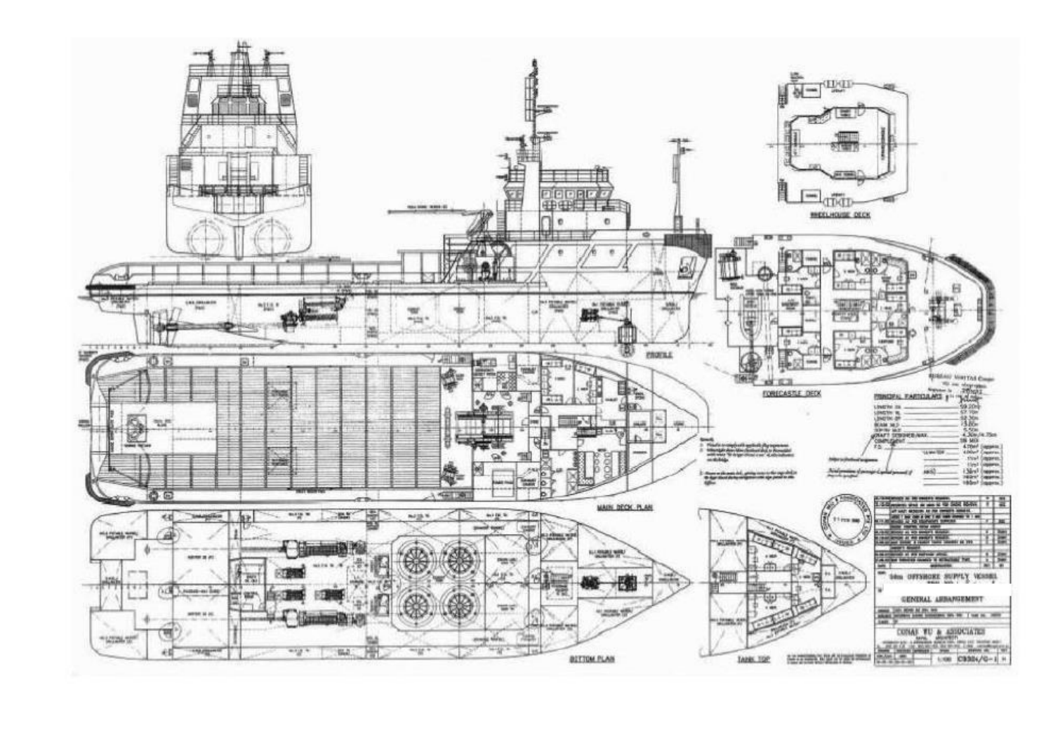WHEELHOUSE DECK

PROFILE

FORECASTLE DECK

MAIN DECK PLAN

BOTTOM PLAN

TANK TOP

PRINCIPAL PARTICULARS

| | |
|---|---|
| LENGTH OA | 59.20m |
| LENGTH WL | 57.70m |
| LENGTH BP | 52.70m |
| BEAM MLD | 13.80m |
| DEPTH MLD | 5.50m |
| DRAFT DESIGN/MAX | 4.30m/4.75m |

GENERAL ARRANGEMENT

58m OFFSHORE SUPPLY VESSEL

CONAN WU & ASSOCIATES

1:100

CB304/G-1